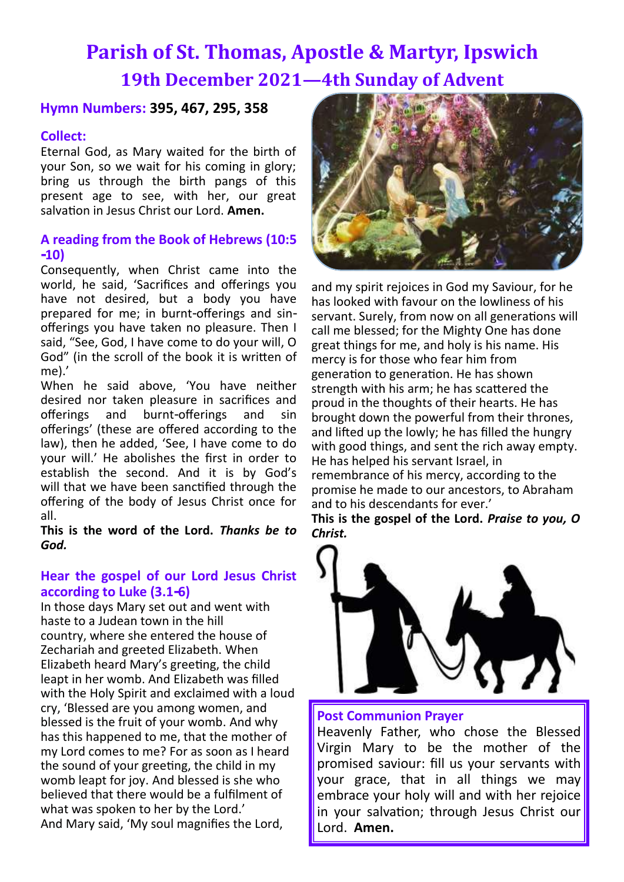# Parish of St. Thomas, Apostle & Martyr, Ipswich

## 19th December 2021—4th Sunday of Advent

**Hymn Numbers: 395, 467, 295, 358**

### Collect:

Eternal God, as Mary waited for the birth of your Son, so we wait for his coming in glory; bring us through the birth pangs of this present age to see, with her, our great salvation in Jesus Christ our Lord. **Amen.**

### A reading from the Book of Hebrews (10:5-10)

Consequently, when Christ came into the world, he said, 'Sacrifices and offerings you have not desired, but a body you have prepared for me; in burnt-offerings and sin-offerings you have taken no pleasure. Then I said, "See, God, I have come to do your will, O God" (in the scroll of the book it is written of me).'

When he said above, 'You have neither desired nor taken pleasure in sacrifices and offerings and burnt-offerings and sin offerings' (these are offered according to the law), then he added, 'See, I have come to do your will.' He abolishes the first in order to establish the second. And it is by God's will that we have been sanctified through the offering of the body of Jesus Christ once for all.

**This is the word of the Lord.** ***Thanks be to God.***

### Hear the gospel of our Lord Jesus Christ according to Luke (3.1-6)

In those days Mary set out and went with haste to a Judean town in the hill country, where she entered the house of Zechariah and greeted Elizabeth. When Elizabeth heard Mary's greeting, the child leapt in her womb. And Elizabeth was filled with the Holy Spirit and exclaimed with a loud cry, 'Blessed are you among women, and blessed is the fruit of your womb. And why has this happened to me, that the mother of my Lord comes to me? For as soon as I heard the sound of your greeting, the child in my womb leapt for joy. And blessed is she who believed that there would be a fulfilment of what was spoken to her by the Lord.'

And Mary said, 'My soul magnifies the Lord, and my spirit rejoices in God my Saviour, for he has looked with favour on the lowliness of his servant. Surely, from now on all generations will call me blessed; for the Mighty One has done great things for me, and holy is his name. His mercy is for those who fear him from generation to generation. He has shown strength with his arm; he has scattered the proud in the thoughts of their hearts. He has brought down the powerful from their thrones, and lifted up the lowly; he has filled the hungry with good things, and sent the rich away empty. He has helped his servant Israel, in remembrance of his mercy, according to the promise he made to our ancestors, to Abraham and to his descendants for ever.'

**This is the gospel of the Lord.** ***Praise to you, O Christ.***

### Post Communion Prayer

Heavenly Father, who chose the Blessed Virgin Mary to be the mother of the promised saviour: fill us your servants with your grace, that in all things we may embrace your holy will and with her rejoice in your salvation; through Jesus Christ our Lord. **Amen.**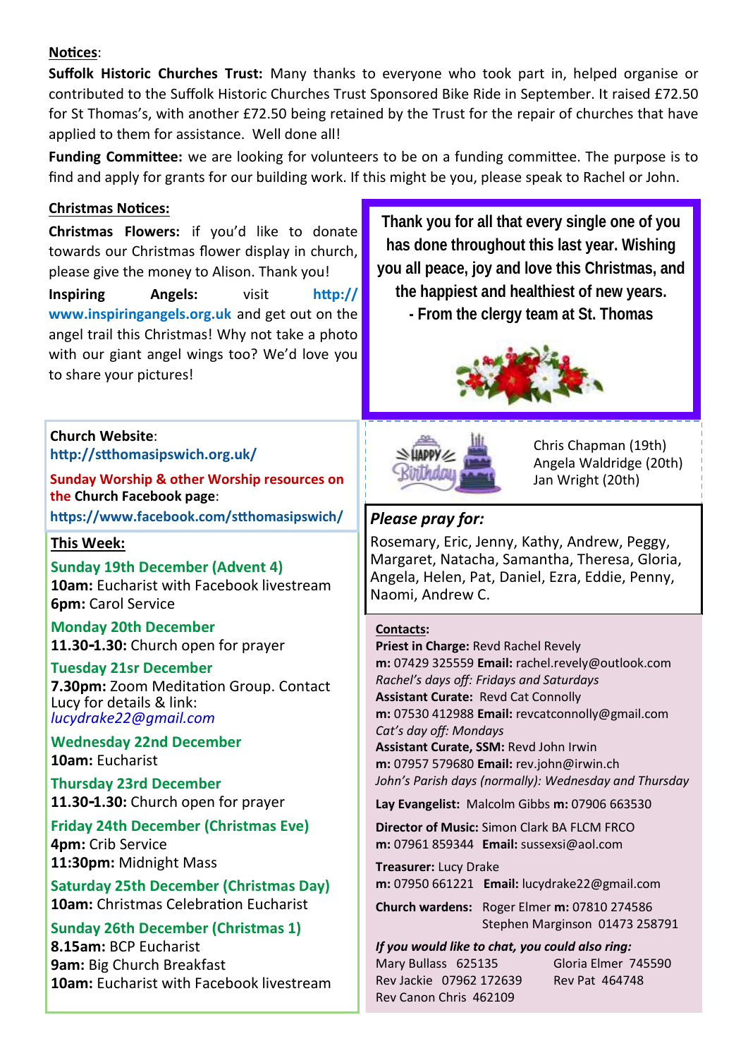**Notices**:

**Suffolk Historic Churches Trust:** Many thanks to everyone who took part in, helped organise or contributed to the Suffolk Historic Churches Trust Sponsored Bike Ride in September. It raised £72.50 for St Thomas's, with another £72.50 being retained by the Trust for the repair of churches that have applied to them for assistance. Well done all!

**Funding Committee:** we are looking for volunteers to be on a funding committee. The purpose is to find and apply for grants for our building work. If this might be you, please speak to Rachel or John.

**Christmas Notices:**

**Christmas Flowers:** if you'd like to donate towards our Christmas flower display in church, please give the money to Alison. Thank you!

**Inspiring Angels:** visit http://www.inspiringangels.org.uk and get out on the angel trail this Christmas! Why not take a photo with our giant angel wings too? We'd love you to share your pictures!

**Thank you for all that every single one of you has done throughout this last year. Wishing you all peace, joy and love this Christmas, and the happiest and healthiest of new years.**
**- From the clergy team at St. Thomas**

**Church Website**:
http://stthomasipswich.org.uk/

**Sunday Worship & other Worship resources on the Church Facebook page**:
https://www.facebook.com/stthomasipswich/

**This Week:**

**Sunday 19th December (Advent 4)**
**10am:** Eucharist with Facebook livestream
**6pm:** Carol Service

**Monday 20th December**
**11.30-1.30:** Church open for prayer

**Tuesday 21sr December**
**7.30pm:** Zoom Meditation Group. Contact Lucy for details & link:
*lucydrake22@gmail.com*

**Wednesday 22nd December**
**10am:** Eucharist

**Thursday 23rd December**
**11.30-1.30:** Church open for prayer

**Friday 24th December (Christmas Eve)**
**4pm:** Crib Service
**11:30pm:** Midnight Mass

**Saturday 25th December (Christmas Day)**
**10am:** Christmas Celebration Eucharist

**Sunday 26th December (Christmas 1)**
**8.15am:** BCP Eucharist
**9am:** Big Church Breakfast
**10am:** Eucharist with Facebook livestream

**Happy Birthday**

Chris Chapman (19th)
Angela Waldridge (20th)
Jan Wright (20th)

***Please pray for:***

Rosemary, Eric, Jenny, Kathy, Andrew, Peggy, Margaret, Natacha, Samantha, Theresa, Gloria, Angela, Helen, Pat, Daniel, Ezra, Eddie, Penny, Naomi, Andrew C.

**Contacts:**

**Priest in Charge:** Revd Rachel Revely
**m:** 07429 325559 **Email:** rachel.revely@outlook.com
*Rachel's days off: Fridays and Saturdays*
**Assistant Curate:** Revd Cat Connolly
**m:** 07530 412988 **Email:** revcatconnolly@gmail.com
*Cat's day off: Mondays*
**Assistant Curate, SSM:** Revd John Irwin
**m:** 07957 579680 **Email:** rev.john@irwin.ch
*John's Parish days (normally): Wednesday and Thursday*

**Lay Evangelist:** Malcolm Gibbs **m:** 07906 663530

**Director of Music:** Simon Clark BA FLCM FRCO
**m:** 07961 859344 **Email:** sussexsi@aol.com

**Treasurer:** Lucy Drake
**m:** 07950 661221 **Email:** lucydrake22@gmail.com

**Church wardens:** Roger Elmer **m:** 07810 274586
Stephen Marginson 01473 258791

***If you would like to chat, you could also ring:***

Mary Bullass 625135
Rev Jackie 07962 172639
Rev Canon Chris 462109
Gloria Elmer 745590
Rev Pat 464748